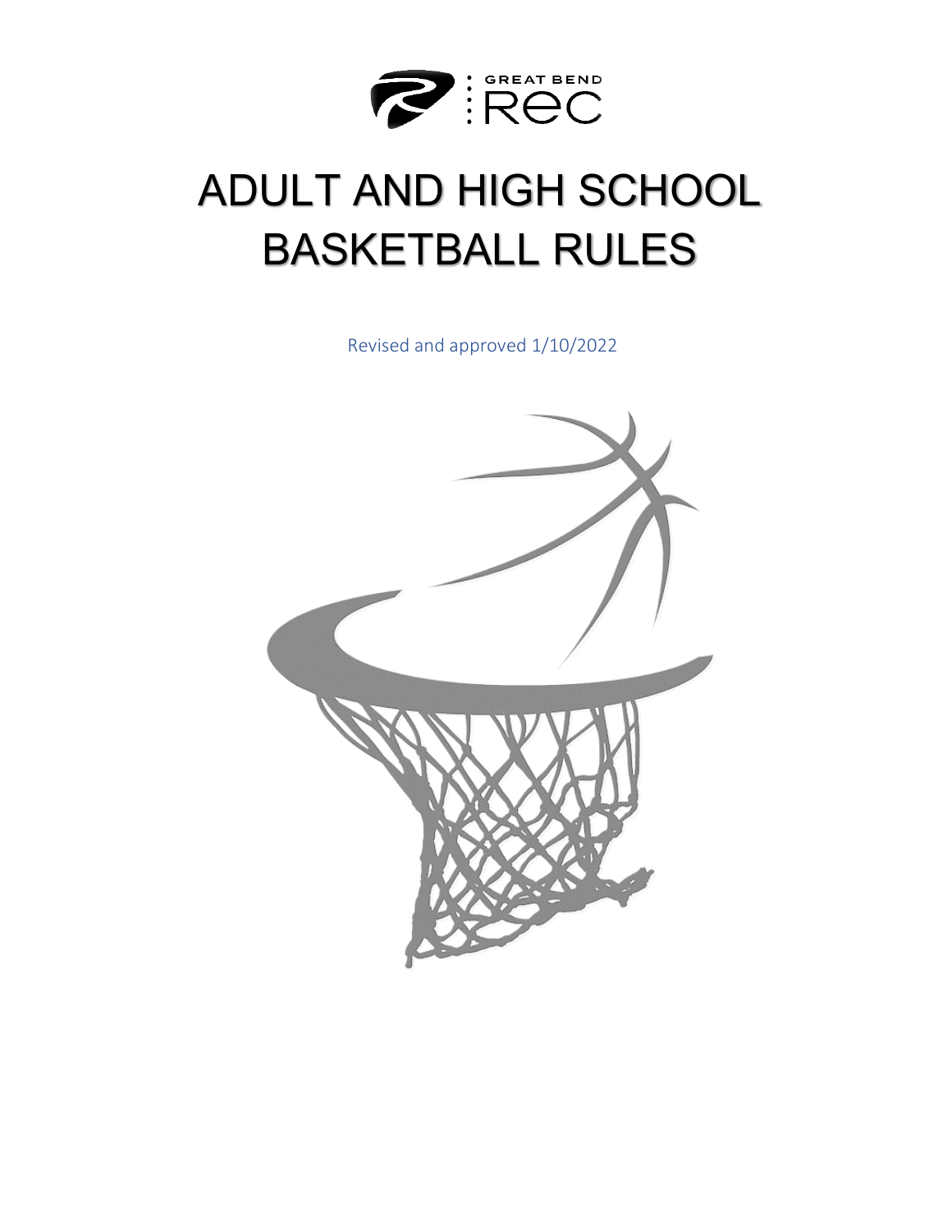GREAT BEND REC

# ADULT AND HIGH SCHOOL BASKETBALL RULES

Revised and approved 1/10/2022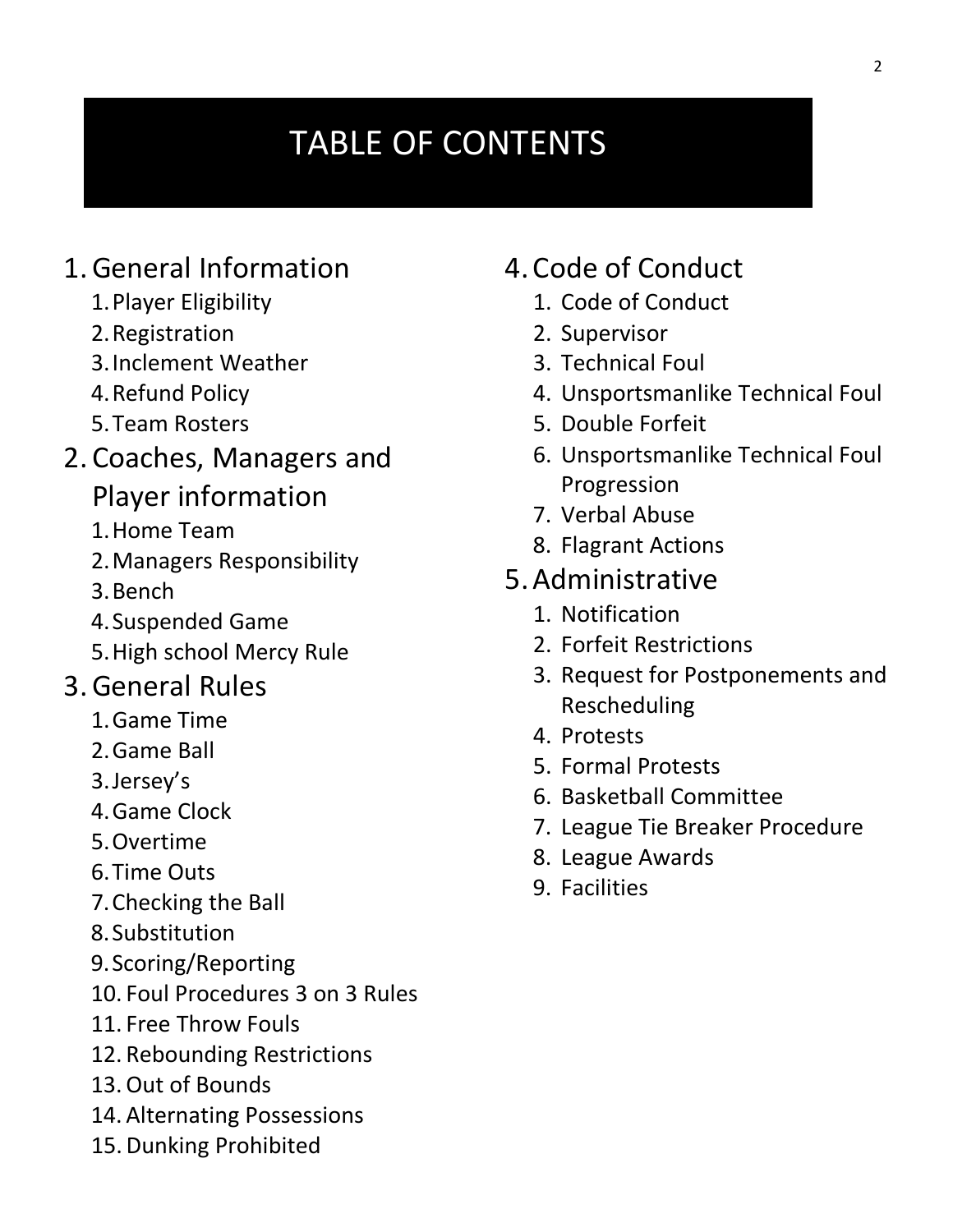# TABLE OF CONTENTS

1. General Information
    1. Player Eligibility
    2. Registration
    3. Inclement Weather
    4. Refund Policy
    5. Team Rosters
2. Coaches, Managers and Player information
    1. Home Team
    2. Managers Responsibility
    3. Bench
    4. Suspended Game
    5. High school Mercy Rule
3. General Rules
    1. Game Time
    2. Game Ball
    3. Jersey's
    4. Game Clock
    5. Overtime
    6. Time Outs
    7. Checking the Ball
    8. Substitution
    9. Scoring/Reporting
    10. Foul Procedures 3 on 3 Rules
    11. Free Throw Fouls
    12. Rebounding Restrictions
    13. Out of Bounds
    14. Alternating Possessions
    15. Dunking Prohibited
4. Code of Conduct
    1. Code of Conduct
    2. Supervisor
    3. Technical Foul
    4. Unsportsmanlike Technical Foul
    5. Double Forfeit
    6. Unsportsmanlike Technical Foul Progression
    7. Verbal Abuse
    8. Flagrant Actions
5. Administrative
    1. Notification
    2. Forfeit Restrictions
    3. Request for Postponements and Rescheduling
    4. Protests
    5. Formal Protests
    6. Basketball Committee
    7. League Tie Breaker Procedure
    8. League Awards
    9. Facilities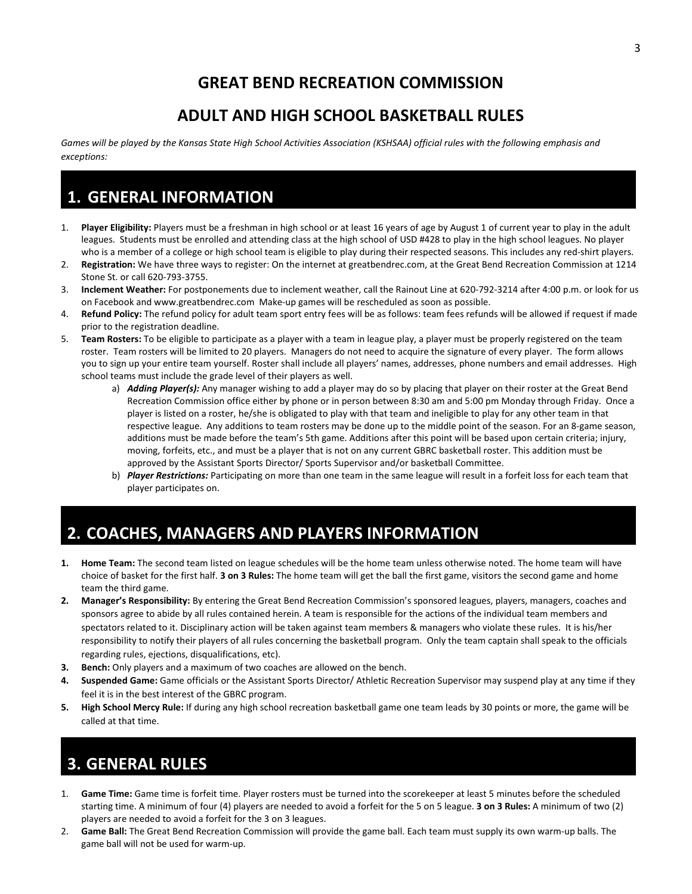# GREAT BEND RECREATION COMMISSION

## ADULT AND HIGH SCHOOL BASKETBALL RULES

*Games will be played by the Kansas State High School Activities Association (KSHSAA) official rules with the following emphasis and exceptions:*

## 1. GENERAL INFORMATION

1. **Player Eligibility:** Players must be a freshman in high school or at least 16 years of age by August 1 of current year to play in the adult leagues. Students must be enrolled and attending class at the high school of USD #428 to play in the high school leagues. No player who is a member of a college or high school team is eligible to play during their respected seasons. This includes any red-shirt players.
2. **Registration:** We have three ways to register: On the internet at greatbendrec.com, at the Great Bend Recreation Commission at 1214 Stone St. or call 620-793-3755.
3. **Inclement Weather:** For postponements due to inclement weather, call the Rainout Line at 620-792-3214 after 4:00 p.m. or look for us on Facebook and www.greatbendrec.com Make-up games will be rescheduled as soon as possible.
4. **Refund Policy:** The refund policy for adult team sport entry fees will be as follows: team fees refunds will be allowed if request if made prior to the registration deadline.
5. **Team Rosters:** To be eligible to participate as a player with a team in league play, a player must be properly registered on the team roster. Team rosters will be limited to 20 players. Managers do not need to acquire the signature of every player. The form allows you to sign up your entire team yourself. Roster shall include all players' names, addresses, phone numbers and email addresses. High school teams must include the grade level of their players as well.
   a) ***Adding Player(s):*** Any manager wishing to add a player may do so by placing that player on their roster at the Great Bend Recreation Commission office either by phone or in person between 8:30 am and 5:00 pm Monday through Friday. Once a player is listed on a roster, he/she is obligated to play with that team and ineligible to play for any other team in that respective league. Any additions to team rosters may be done up to the middle point of the season. For an 8-game season, additions must be made before the team's 5th game. Additions after this point will be based upon certain criteria; injury, moving, forfeits, etc., and must be a player that is not on any current GBRC basketball roster. This addition must be approved by the Assistant Sports Director/ Sports Supervisor and/or basketball Committee.
   b) ***Player Restrictions:*** Participating on more than one team in the same league will result in a forfeit loss for each team that player participates on.

## 2. COACHES, MANAGERS AND PLAYERS INFORMATION

1. **Home Team:** The second team listed on league schedules will be the home team unless otherwise noted. The home team will have choice of basket for the first half. **3 on 3 Rules:** The home team will get the ball the first game, visitors the second game and home team the third game.
2. **Manager's Responsibility:** By entering the Great Bend Recreation Commission's sponsored leagues, players, managers, coaches and sponsors agree to abide by all rules contained herein. A team is responsible for the actions of the individual team members and spectators related to it. Disciplinary action will be taken against team members & managers who violate these rules. It is his/her responsibility to notify their players of all rules concerning the basketball program. Only the team captain shall speak to the officials regarding rules, ejections, disqualifications, etc).
3. **Bench:** Only players and a maximum of two coaches are allowed on the bench.
4. **Suspended Game:** Game officials or the Assistant Sports Director/ Athletic Recreation Supervisor may suspend play at any time if they feel it is in the best interest of the GBRC program.
5. **High School Mercy Rule:** If during any high school recreation basketball game one team leads by 30 points or more, the game will be called at that time.

## 3. GENERAL RULES

1. **Game Time:** Game time is forfeit time. Player rosters must be turned into the scorekeeper at least 5 minutes before the scheduled starting time. A minimum of four (4) players are needed to avoid a forfeit for the 5 on 5 league. **3 on 3 Rules:** A minimum of two (2) players are needed to avoid a forfeit for the 3 on 3 leagues.
2. **Game Ball:** The Great Bend Recreation Commission will provide the game ball. Each team must supply its own warm-up balls. The game ball will not be used for warm-up.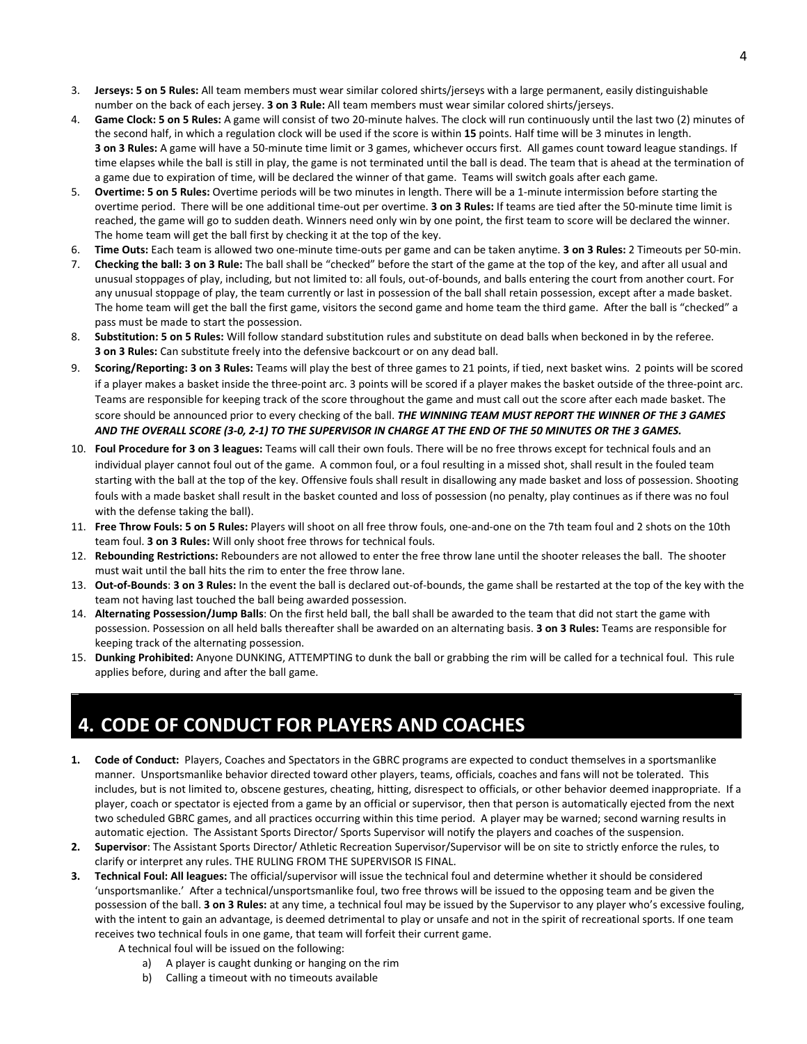3. **Jerseys: 5 on 5 Rules:** All team members must wear similar colored shirts/jerseys with a large permanent, easily distinguishable number on the back of each jersey. **3 on 3 Rule:** All team members must wear similar colored shirts/jerseys.
4. **Game Clock: 5 on 5 Rules:** A game will consist of two 20-minute halves. The clock will run continuously until the last two (2) minutes of the second half, in which a regulation clock will be used if the score is within **15** points. Half time will be 3 minutes in length. **3 on 3 Rules:** A game will have a 50-minute time limit or 3 games, whichever occurs first. All games count toward league standings. If time elapses while the ball is still in play, the game is not terminated until the ball is dead. The team that is ahead at the termination of a game due to expiration of time, will be declared the winner of that game. Teams will switch goals after each game.
5. **Overtime: 5 on 5 Rules:** Overtime periods will be two minutes in length. There will be a 1-minute intermission before starting the overtime period. There will be one additional time-out per overtime. **3 on 3 Rules:** If teams are tied after the 50-minute time limit is reached, the game will go to sudden death. Winners need only win by one point, the first team to score will be declared the winner. The home team will get the ball first by checking it at the top of the key.
6. **Time Outs:** Each team is allowed two one-minute time-outs per game and can be taken anytime. **3 on 3 Rules:** 2 Timeouts per 50-min.
7. **Checking the ball: 3 on 3 Rule:** The ball shall be "checked" before the start of the game at the top of the key, and after all usual and unusual stoppages of play, including, but not limited to: all fouls, out-of-bounds, and balls entering the court from another court. For any unusual stoppage of play, the team currently or last in possession of the ball shall retain possession, except after a made basket. The home team will get the ball the first game, visitors the second game and home team the third game. After the ball is "checked" a pass must be made to start the possession.
8. **Substitution: 5 on 5 Rules:** Will follow standard substitution rules and substitute on dead balls when beckoned in by the referee. **3 on 3 Rules:** Can substitute freely into the defensive backcourt or on any dead ball.
9. **Scoring/Reporting: 3 on 3 Rules:** Teams will play the best of three games to 21 points, if tied, next basket wins. 2 points will be scored if a player makes a basket inside the three-point arc. 3 points will be scored if a player makes the basket outside of the three-point arc. Teams are responsible for keeping track of the score throughout the game and must call out the score after each made basket. The score should be announced prior to every checking of the ball. ***THE WINNING TEAM MUST REPORT THE WINNER OF THE 3 GAMES AND THE OVERALL SCORE (3-0, 2-1) TO THE SUPERVISOR IN CHARGE AT THE END OF THE 50 MINUTES OR THE 3 GAMES.***
10. **Foul Procedure for 3 on 3 leagues:** Teams will call their own fouls. There will be no free throws except for technical fouls and an individual player cannot foul out of the game. A common foul, or a foul resulting in a missed shot, shall result in the fouled team starting with the ball at the top of the key. Offensive fouls shall result in disallowing any made basket and loss of possession. Shooting fouls with a made basket shall result in the basket counted and loss of possession (no penalty, play continues as if there was no foul with the defense taking the ball).
11. **Free Throw Fouls: 5 on 5 Rules:** Players will shoot on all free throw fouls, one-and-one on the 7th team foul and 2 shots on the 10th team foul. **3 on 3 Rules:** Will only shoot free throws for technical fouls.
12. **Rebounding Restrictions:** Rebounders are not allowed to enter the free throw lane until the shooter releases the ball. The shooter must wait until the ball hits the rim to enter the free throw lane.
13. **Out-of-Bounds**: **3 on 3 Rules:** In the event the ball is declared out-of-bounds, the game shall be restarted at the top of the key with the team not having last touched the ball being awarded possession.
14. **Alternating Possession/Jump Balls**: On the first held ball, the ball shall be awarded to the team that did not start the game with possession. Possession on all held balls thereafter shall be awarded on an alternating basis. **3 on 3 Rules:** Teams are responsible for keeping track of the alternating possession.
15. **Dunking Prohibited:** Anyone DUNKING, ATTEMPTING to dunk the ball or grabbing the rim will be called for a technical foul. This rule applies before, during and after the ball game.

# 4. CODE OF CONDUCT FOR PLAYERS AND COACHES

1. **Code of Conduct:** Players, Coaches and Spectators in the GBRC programs are expected to conduct themselves in a sportsmanlike manner. Unsportsmanlike behavior directed toward other players, teams, officials, coaches and fans will not be tolerated. This includes, but is not limited to, obscene gestures, cheating, hitting, disrespect to officials, or other behavior deemed inappropriate. If a player, coach or spectator is ejected from a game by an official or supervisor, then that person is automatically ejected from the next two scheduled GBRC games, and all practices occurring within this time period. A player may be warned; second warning results in automatic ejection. The Assistant Sports Director/ Sports Supervisor will notify the players and coaches of the suspension.
2. **Supervisor**: The Assistant Sports Director/ Athletic Recreation Supervisor/Supervisor will be on site to strictly enforce the rules, to clarify or interpret any rules. THE RULING FROM THE SUPERVISOR IS FINAL.
3. **Technical Foul: All leagues:** The official/supervisor will issue the technical foul and determine whether it should be considered 'unsportsmanlike.' After a technical/unsportsmanlike foul, two free throws will be issued to the opposing team and be given the possession of the ball. **3 on 3 Rules:** at any time, a technical foul may be issued by the Supervisor to any player who's excessive fouling, with the intent to gain an advantage, is deemed detrimental to play or unsafe and not in the spirit of recreational sports. If one team receives two technical fouls in one game, that team will forfeit their current game.

   A technical foul will be issued on the following:

   a) A player is caught dunking or hanging on the rim
   b) Calling a timeout with no timeouts available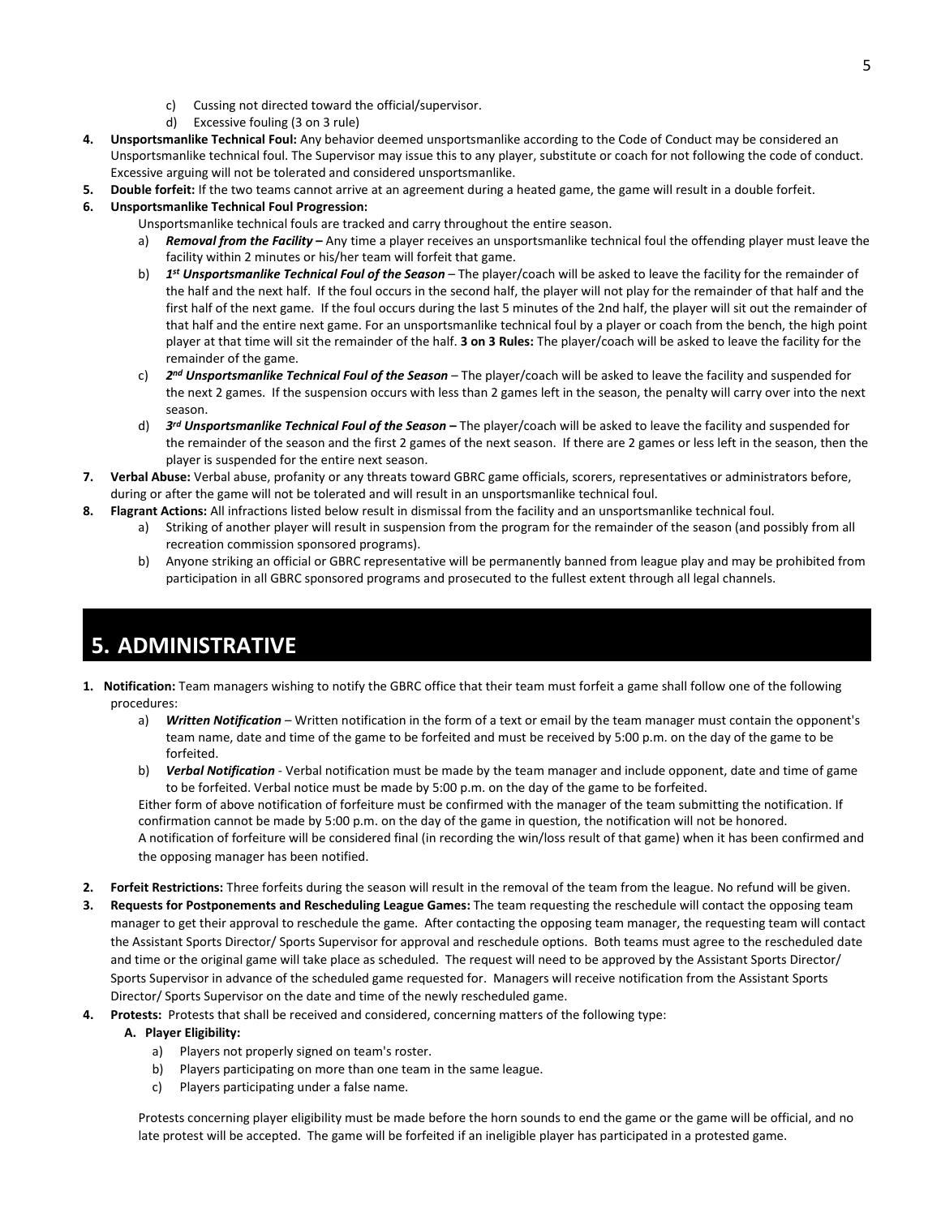c) Cussing not directed toward the official/supervisor.
   d) Excessive fouling (3 on 3 rule)

4. **Unsportsmanlike Technical Foul:** Any behavior deemed unsportsmanlike according to the Code of Conduct may be considered an Unsportsmanlike technical foul. The Supervisor may issue this to any player, substitute or coach for not following the code of conduct. Excessive arguing will not be tolerated and considered unsportsmanlike.
5. **Double forfeit:** If the two teams cannot arrive at an agreement during a heated game, the game will result in a double forfeit.
6. **Unsportsmanlike Technical Foul Progression:**
   Unsportsmanlike technical fouls are tracked and carry throughout the entire season.
   a) ***Removal from the Facility –*** Any time a player receives an unsportsmanlike technical foul the offending player must leave the facility within 2 minutes or his/her team will forfeit that game.
   b) ***1st Unsportsmanlike Technical Foul of the Season*** – The player/coach will be asked to leave the facility for the remainder of the half and the next half. If the foul occurs in the second half, the player will not play for the remainder of that half and the first half of the next game. If the foul occurs during the last 5 minutes of the 2nd half, the player will sit out the remainder of that half and the entire next game. For an unsportsmanlike technical foul by a player or coach from the bench, the high point player at that time will sit the remainder of the half. **3 on 3 Rules:** The player/coach will be asked to leave the facility for the remainder of the game.
   c) ***2nd Unsportsmanlike Technical Foul of the Season*** – The player/coach will be asked to leave the facility and suspended for the next 2 games. If the suspension occurs with less than 2 games left in the season, the penalty will carry over into the next season.
   d) ***3rd Unsportsmanlike Technical Foul of the Season –*** The player/coach will be asked to leave the facility and suspended for the remainder of the season and the first 2 games of the next season. If there are 2 games or less left in the season, then the player is suspended for the entire next season.
7. **Verbal Abuse:** Verbal abuse, profanity or any threats toward GBRC game officials, scorers, representatives or administrators before, during or after the game will not be tolerated and will result in an unsportsmanlike technical foul.
8. **Flagrant Actions:** All infractions listed below result in dismissal from the facility and an unsportsmanlike technical foul.
   a) Striking of another player will result in suspension from the program for the remainder of the season (and possibly from all recreation commission sponsored programs).
   b) Anyone striking an official or GBRC representative will be permanently banned from league play and may be prohibited from participation in all GBRC sponsored programs and prosecuted to the fullest extent through all legal channels.

# 5. ADMINISTRATIVE

1. **Notification:** Team managers wishing to notify the GBRC office that their team must forfeit a game shall follow one of the following procedures:
   a) ***Written Notification*** – Written notification in the form of a text or email by the team manager must contain the opponent's team name, date and time of the game to be forfeited and must be received by 5:00 p.m. on the day of the game to be forfeited.
   b) ***Verbal Notification*** - Verbal notification must be made by the team manager and include opponent, date and time of game to be forfeited. Verbal notice must be made by 5:00 p.m. on the day of the game to be forfeited.

   Either form of above notification of forfeiture must be confirmed with the manager of the team submitting the notification. If confirmation cannot be made by 5:00 p.m. on the day of the game in question, the notification will not be honored.
   A notification of forfeiture will be considered final (in recording the win/loss result of that game) when it has been confirmed and the opposing manager has been notified.

2. **Forfeit Restrictions:** Three forfeits during the season will result in the removal of the team from the league. No refund will be given.
3. **Requests for Postponements and Rescheduling League Games:** The team requesting the reschedule will contact the opposing team manager to get their approval to reschedule the game. After contacting the opposing team manager, the requesting team will contact the Assistant Sports Director/ Sports Supervisor for approval and reschedule options. Both teams must agree to the rescheduled date and time or the original game will take place as scheduled. The request will need to be approved by the Assistant Sports Director/ Sports Supervisor in advance of the scheduled game requested for. Managers will receive notification from the Assistant Sports Director/ Sports Supervisor on the date and time of the newly rescheduled game.
4. **Protests:** Protests that shall be received and considered, concerning matters of the following type:

   **A. Player Eligibility:**
   a) Players not properly signed on team's roster.
   b) Players participating on more than one team in the same league.
   c) Players participating under a false name.

   Protests concerning player eligibility must be made before the horn sounds to end the game or the game will be official, and no late protest will be accepted. The game will be forfeited if an ineligible player has participated in a protested game.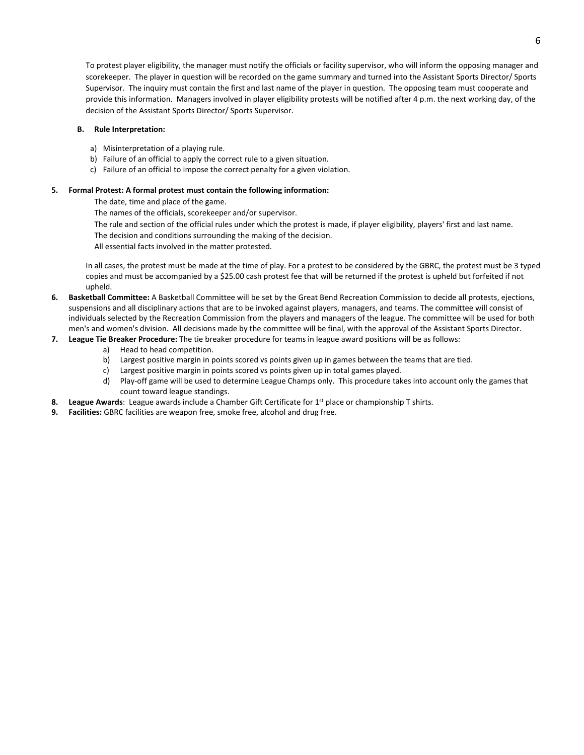To protest player eligibility, the manager must notify the officials or facility supervisor, who will inform the opposing manager and scorekeeper. The player in question will be recorded on the game summary and turned into the Assistant Sports Director/ Sports Supervisor. The inquiry must contain the first and last name of the player in question. The opposing team must cooperate and provide this information. Managers involved in player eligibility protests will be notified after 4 p.m. the next working day, of the decision of the Assistant Sports Director/ Sports Supervisor.

**B. Rule Interpretation:**

a) Misinterpretation of a playing rule.
b) Failure of an official to apply the correct rule to a given situation.
c) Failure of an official to impose the correct penalty for a given violation.

**5. Formal Protest: A formal protest must contain the following information:**

The date, time and place of the game.
The names of the officials, scorekeeper and/or supervisor.
The rule and section of the official rules under which the protest is made, if player eligibility, players' first and last name.
The decision and conditions surrounding the making of the decision.
All essential facts involved in the matter protested.

In all cases, the protest must be made at the time of play. For a protest to be considered by the GBRC, the protest must be 3 typed copies and must be accompanied by a $25.00 cash protest fee that will be returned if the protest is upheld but forfeited if not upheld.

**6. Basketball Committee:** A Basketball Committee will be set by the Great Bend Recreation Commission to decide all protests, ejections, suspensions and all disciplinary actions that are to be invoked against players, managers, and teams. The committee will consist of individuals selected by the Recreation Commission from the players and managers of the league. The committee will be used for both men's and women's division. All decisions made by the committee will be final, with the approval of the Assistant Sports Director.

**7. League Tie Breaker Procedure:** The tie breaker procedure for teams in league award positions will be as follows:

a) Head to head competition.
b) Largest positive margin in points scored vs points given up in games between the teams that are tied.
c) Largest positive margin in points scored vs points given up in total games played.
d) Play-off game will be used to determine League Champs only. This procedure takes into account only the games that count toward league standings.

**8. League Awards**: League awards include a Chamber Gift Certificate for 1st place or championship T shirts.

**9. Facilities:** GBRC facilities are weapon free, smoke free, alcohol and drug free.